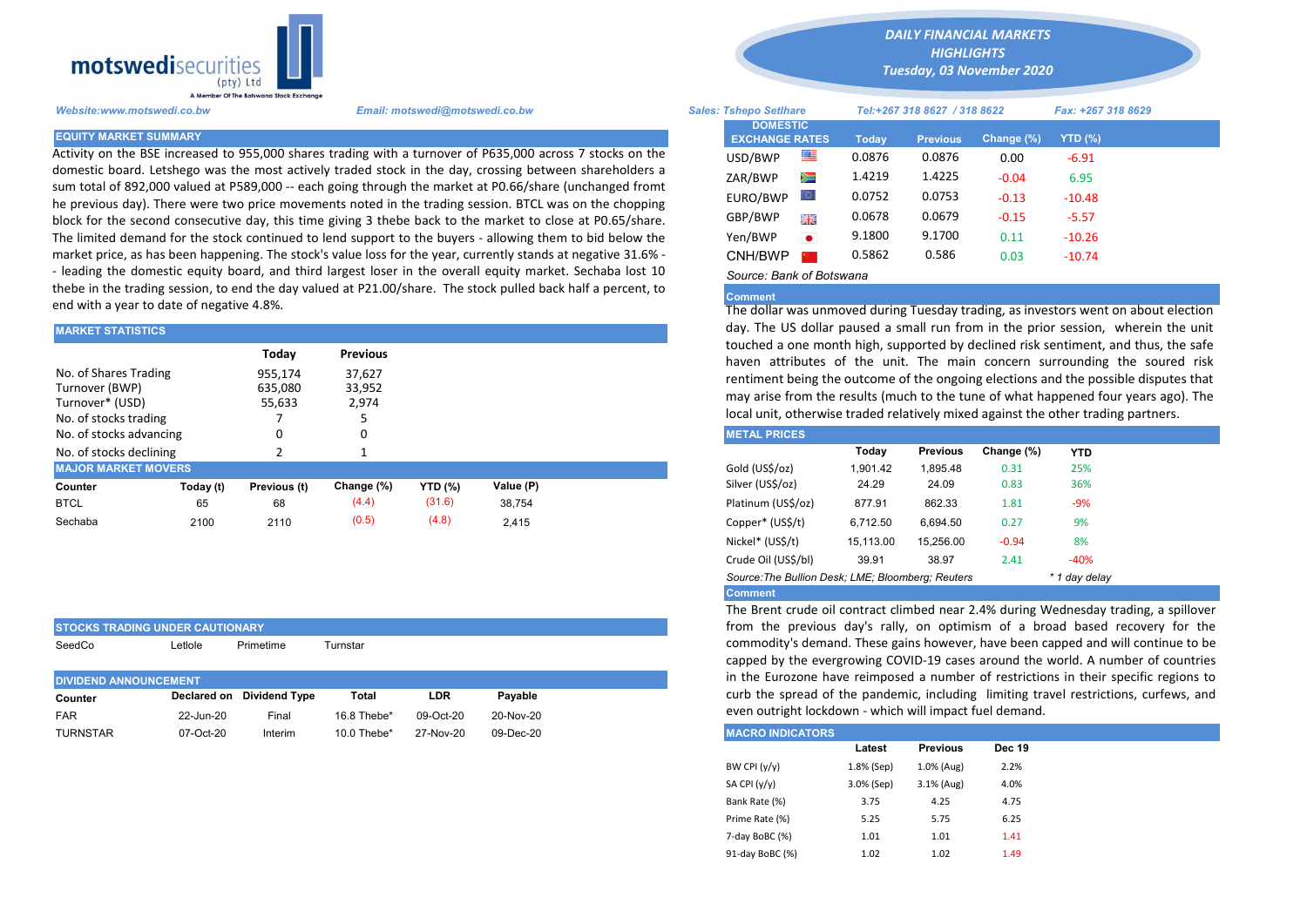**motswedisecurities** (pty) Ltd
A Member Of The Botswana Stock Exchange

*DAILY FINANCIAL MARKETS HIGHLIGHTS*
*Tuesday, 03 November 2020*

*Website:www.motswedi.co.bw* *Email: motswedi@motswedi.co.bw* *Sales: Tshepo Setlhare* *Tel:+267 318 8627 / 318 8622* *Fax: +267 318 8629*

## EQUITY MARKET SUMMARY

Activity on the BSE increased to 955,000 shares trading with a turnover of P635,000 across 7 stocks on the domestic board. Letshego was the most actively traded stock in the day, crossing between shareholders a sum total of 892,000 valued at P589,000 -- each going through the market at P0.66/share (unchanged fromt he previous day). There were two price movements noted in the trading session. BTCL was on the chopping block for the second consecutive day, this time giving 3 thebe back to the market to close at P0.65/share. The limited demand for the stock continued to lend support to the buyers - allowing them to bid below the market price, as has been happening. The stock's value loss for the year, currently stands at negative 31.6% - - leading the domestic equity board, and third largest loser in the overall equity market. Sechaba lost 10 thebe in the trading session, to end the day valued at P21.00/share. The stock pulled back half a percent, to end with a year to date of negative 4.8%.

## MARKET STATISTICS

| | Today | Previous |
|---|---|---|
| No. of Shares Trading | 955,174 | 37,627 |
| Turnover (BWP) | 635,080 | 33,952 |
| Turnover* (USD) | 55,633 | 2,974 |
| No. of stocks trading | 7 | 5 |
| No. of stocks advancing | 0 | 0 |
| No. of stocks declining | 2 | 1 |

## MAJOR MARKET MOVERS

| Counter | Today (t) | Previous (t) | Change (%) | YTD (%) | Value (P) |
|---|---|---|---|---|---|
| BTCL | 65 | 68 | (4.4) | (31.6) | 38,754 |
| Sechaba | 2100 | 2110 | (0.5) | (4.8) | 2,415 |

## STOCKS TRADING UNDER CAUTIONARY

| SeedCo | Letlole | Primetime | Turnstar |
|---|---|---|---|

## DIVIDEND ANNOUNCEMENT

| Counter | Declared on | Dividend Type | Total | LDR | Payable |
|---|---|---|---|---|---|
| FAR | 22-Jun-20 | Final | 16.8 Thebe* | 09-Oct-20 | 20-Nov-20 |
| TURNSTAR | 07-Oct-20 | Interim | 10.0 Thebe* | 27-Nov-20 | 09-Dec-20 |

## DOMESTIC EXCHANGE RATES

| DOMESTIC EXCHANGE RATES | Today | Previous | Change (%) | YTD (%) |
|---|---|---|---|---|
| USD/BWP | 0.0876 | 0.0876 | 0.00 | -6.91 |
| ZAR/BWP | 1.4219 | 1.4225 | -0.04 | 6.95 |
| EURO/BWP | 0.0752 | 0.0753 | -0.13 | -10.48 |
| GBP/BWP | 0.0678 | 0.0679 | -0.15 | -5.57 |
| Yen/BWP | 9.1800 | 9.1700 | 0.11 | -10.26 |
| CNH/BWP | 0.5862 | 0.586 | 0.03 | -10.74 |

*Source: Bank of Botswana*

**Comment**

The dollar was unmoved during Tuesday trading, as investors went on about election day. The US dollar paused a small run from in the prior session, wherein the unit touched a one month high, supported by declined risk sentiment, and thus, the safe haven attributes of the unit. The main concern surrounding the soured risk rentiment being the outcome of the ongoing elections and the possible disputes that may arise from the results (much to the tune of what happened four years ago). The local unit, otherwise traded relatively mixed against the other trading partners.

## METAL PRICES

| | Today | Previous | Change (%) | YTD |
|---|---|---|---|---|
| Gold (US$/oz) | 1,901.42 | 1,895.48 | 0.31 | 25% |
| Silver (US$/oz) | 24.29 | 24.09 | 0.83 | 36% |
| Platinum (US$/oz) | 877.91 | 862.33 | 1.81 | -9% |
| Copper* (US$/t) | 6,712.50 | 6,694.50 | 0.27 | 9% |
| Nickel* (US$/t) | 15,113.00 | 15,256.00 | -0.94 | 8% |
| Crude Oil (US$/bl) | 39.91 | 38.97 | 2.41 | -40% |

*Source:The Bullion Desk; LME; Bloomberg; Reuters* *\* 1 day delay*

**Comment**

The Brent crude oil contract climbed near 2.4% during Wednesday trading, a spillover from the previous day's rally, on optimism of a broad based recovery for the commodity's demand. These gains however, have been capped and will continue to be capped by the evergrowing COVID-19 cases around the world. A number of countries in the Eurozone have reimposed a number of restrictions in their specific regions to curb the spread of the pandemic, including limiting travel restrictions, curfews, and even outright lockdown - which will impact fuel demand.

## MACRO INDICATORS

| | Latest | Previous | Dec 19 |
|---|---|---|---|
| BW CPI (y/y) | 1.8% (Sep) | 1.0% (Aug) | 2.2% |
| SA CPI (y/y) | 3.0% (Sep) | 3.1% (Aug) | 4.0% |
| Bank Rate (%) | 3.75 | 4.25 | 4.75 |
| Prime Rate (%) | 5.25 | 5.75 | 6.25 |
| 7-day BoBC (%) | 1.01 | 1.01 | 1.41 |
| 91-day BoBC (%) | 1.02 | 1.02 | 1.49 |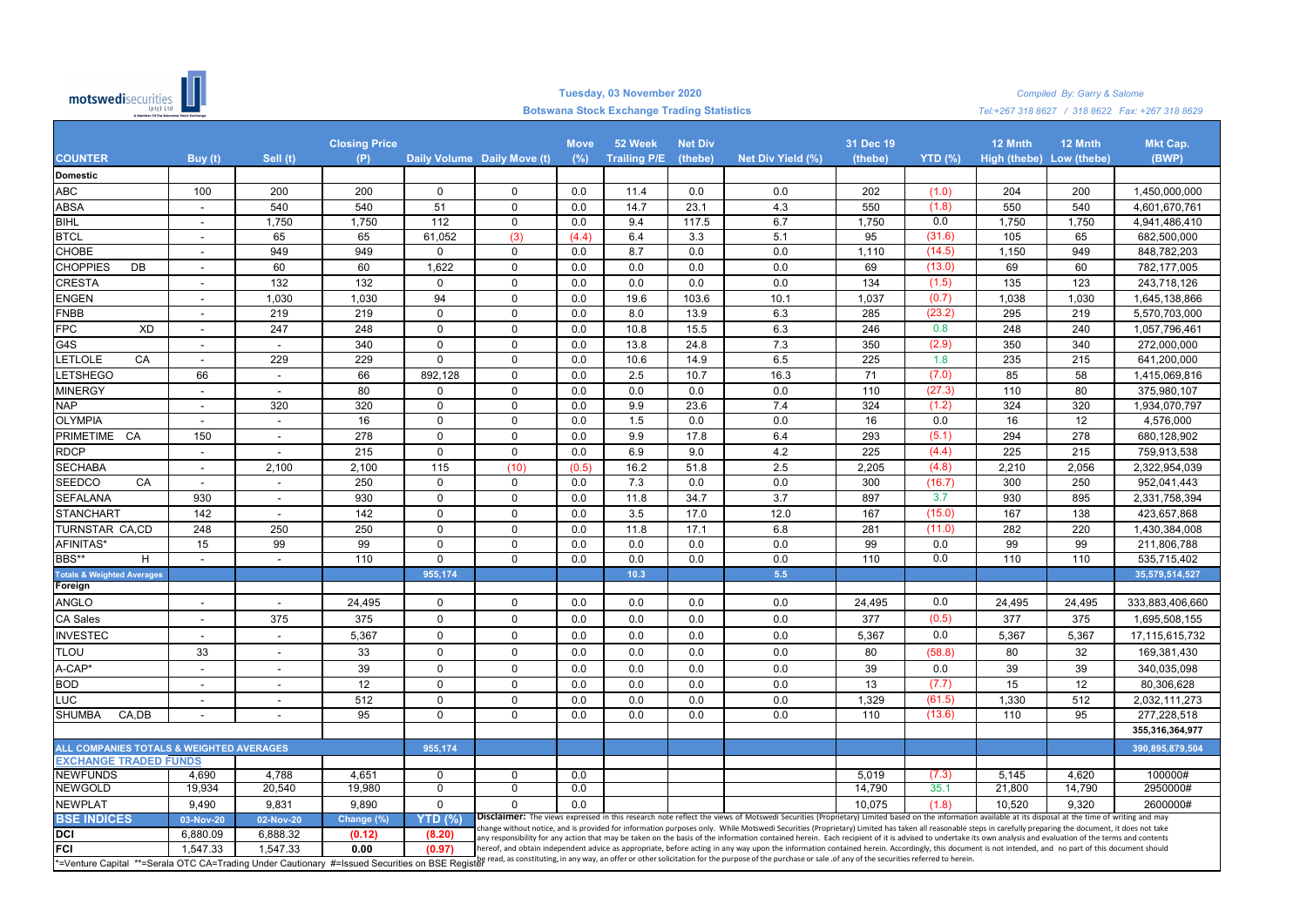motswedisecurities (pty) Ltd

A Member Of The Botswana Stock Exchange

**Tuesday, 03 November 2020**

**Botswana Stock Exchange Trading Statistics**

*Compiled By: Garry & Salome*

*Tel:+267 318 8627 / 318 8622 Fax: +267 318 8629*

| COUNTER | Buy (t) | Sell (t) | Closing Price (P) | Daily Volume | Daily Move (t) | Move (%) | 52 Week Trailing P/E | Net Div (thebe) | Net Div Yield (%) | 31 Dec 19 (thebe) | YTD (%) | 12 Mnth High (thebe) | 12 Mnth Low (thebe) | Mkt Cap. (BWP) |
|---|---|---|---|---|---|---|---|---|---|---|---|---|---|---|
| **Domestic** | | | | | | | | | | | | | | |
| ABC | 100 | 200 | 200 | 0 | 0 | 0.0 | 11.4 | 0.0 | 0.0 | 202 | (1.0) | 204 | 200 | 1,450,000,000 |
| ABSA | - | 540 | 540 | 51 | 0 | 0.0 | 14.7 | 23.1 | 4.3 | 550 | (1.8) | 550 | 540 | 4,601,670,761 |
| BIHL | - | 1,750 | 1,750 | 112 | 0 | 0.0 | 9.4 | 117.5 | 6.7 | 1,750 | 0.0 | 1,750 | 1,750 | 4,941,486,410 |
| BTCL | - | 65 | 65 | 61,052 | (3) | (4.4) | 6.4 | 3.3 | 5.1 | 95 | (31.6) | 105 | 65 | 682,500,000 |
| CHOBE | - | 949 | 949 | 0 | 0 | 0.0 | 8.7 | 0.0 | 0.0 | 1,110 | (14.5) | 1,150 | 949 | 848,782,203 |
| CHOPPIES DB | - | 60 | 60 | 1,622 | 0 | 0.0 | 0.0 | 0.0 | 0.0 | 69 | (13.0) | 69 | 60 | 782,177,005 |
| CRESTA | - | 132 | 132 | 0 | 0 | 0.0 | 0.0 | 0.0 | 0.0 | 134 | (1.5) | 135 | 123 | 243,718,126 |
| ENGEN | - | 1,030 | 1,030 | 94 | 0 | 0.0 | 19.6 | 103.6 | 10.1 | 1,037 | (0.7) | 1,038 | 1,030 | 1,645,138,866 |
| FNBB | - | 219 | 219 | 0 | 0 | 0.0 | 8.0 | 13.9 | 6.3 | 285 | (23.2) | 295 | 219 | 5,570,703,000 |
| FPC XD | - | 247 | 248 | 0 | 0 | 0.0 | 10.8 | 15.5 | 6.3 | 246 | 0.8 | 248 | 240 | 1,057,796,461 |
| G4S | - | - | 340 | 0 | 0 | 0.0 | 13.8 | 24.8 | 7.3 | 350 | (2.9) | 350 | 340 | 272,000,000 |
| LETLOLE CA | - | 229 | 229 | 0 | 0 | 0.0 | 10.6 | 14.9 | 6.5 | 225 | 1.8 | 235 | 215 | 641,200,000 |
| LETSHEGO | 66 | - | 66 | 892,128 | 0 | 0.0 | 2.5 | 10.7 | 16.3 | 71 | (7.0) | 85 | 58 | 1,415,069,816 |
| MINERGY | - | - | 80 | 0 | 0 | 0.0 | 0.0 | 0.0 | 0.0 | 110 | (27.3) | 110 | 80 | 375,980,107 |
| NAP | - | 320 | 320 | 0 | 0 | 0.0 | 9.9 | 23.6 | 7.4 | 324 | (1.2) | 324 | 320 | 1,934,070,797 |
| OLYMPIA | - | - | 16 | 0 | 0 | 0.0 | 1.5 | 0.0 | 0.0 | 16 | 0.0 | 16 | 12 | 4,576,000 |
| PRIMETIME CA | 150 | - | 278 | 0 | 0 | 0.0 | 9.9 | 17.8 | 6.4 | 293 | (5.1) | 294 | 278 | 680,128,902 |
| RDCP | - | - | 215 | 0 | 0 | 0.0 | 6.9 | 9.0 | 4.2 | 225 | (4.4) | 225 | 215 | 759,913,538 |
| SECHABA | - | 2,100 | 2,100 | 115 | (10) | (0.5) | 16.2 | 51.8 | 2.5 | 2,205 | (4.8) | 2,210 | 2,056 | 2,322,954,039 |
| SEEDCO CA | - | - | 250 | 0 | 0 | 0.0 | 7.3 | 0.0 | 0.0 | 300 | (16.7) | 300 | 250 | 952,041,443 |
| SEFALANA | 930 | - | 930 | 0 | 0 | 0.0 | 11.8 | 34.7 | 3.7 | 897 | 3.7 | 930 | 895 | 2,331,758,394 |
| STANCHART | 142 | - | 142 | 0 | 0 | 0.0 | 3.5 | 17.0 | 12.0 | 167 | (15.0) | 167 | 138 | 423,657,868 |
| TURNSTAR CA,CD | 248 | 250 | 250 | 0 | 0 | 0.0 | 11.8 | 17.1 | 6.8 | 281 | (11.0) | 282 | 220 | 1,430,384,008 |
| AFINITAS* | 15 | 99 | 99 | 0 | 0 | 0.0 | 0.0 | 0.0 | 0.0 | 99 | 0.0 | 99 | 99 | 211,806,788 |
| BBS** H | - | - | 110 | 0 | 0 | 0.0 | 0.0 | 0.0 | 0.0 | 110 | 0.0 | 110 | 110 | 535,715,402 |
| **Totals & Weighted Averages** | | | | **955,174** | | | **10.3** | | **5.5** | | | | | **35,579,514,527** |
| **Foreign** | | | | | | | | | | | | | | |
| ANGLO | - | - | 24,495 | 0 | 0 | 0.0 | 0.0 | 0.0 | 0.0 | 24,495 | 0.0 | 24,495 | 24,495 | 333,883,406,660 |
| CA Sales | - | 375 | 375 | 0 | 0 | 0.0 | 0.0 | 0.0 | 0.0 | 377 | (0.5) | 377 | 375 | 1,695,508,155 |
| INVESTEC | - | - | 5,367 | 0 | 0 | 0.0 | 0.0 | 0.0 | 0.0 | 5,367 | 0.0 | 5,367 | 5,367 | 17,115,615,732 |
| TLOU | 33 | - | 33 | 0 | 0 | 0.0 | 0.0 | 0.0 | 0.0 | 80 | (58.8) | 80 | 32 | 169,381,430 |
| A-CAP* | - | - | 39 | 0 | 0 | 0.0 | 0.0 | 0.0 | 0.0 | 39 | 0.0 | 39 | 39 | 340,035,098 |
| BOD | - | - | 12 | 0 | 0 | 0.0 | 0.0 | 0.0 | 0.0 | 13 | (7.7) | 15 | 12 | 80,306,628 |
| LUC | - | - | 512 | 0 | 0 | 0.0 | 0.0 | 0.0 | 0.0 | 1,329 | (61.5) | 1,330 | 512 | 2,032,111,273 |
| SHUMBA CA,DB | - | - | 95 | 0 | 0 | 0.0 | 0.0 | 0.0 | 0.0 | 110 | (13.6) | 110 | 95 | 277,228,518 |
| | | | | | | | | | | | | | | **355,316,364,977** |
| **ALL COMPANIES TOTALS & WEIGHTED AVERAGES** | | | | **955,174** | | | | | | | | | | **390,895,879,504** |
| **EXCHANGE TRADED FUNDS** | | | | | | | | | | | | | | |
| NEWFUNDS | 4,690 | 4,788 | 4,651 | 0 | 0 | 0.0 | | | | 5,019 | (7.3) | 5,145 | 4,620 | 100000# |
| NEWGOLD | 19,934 | 20,540 | 19,980 | 0 | 0 | 0.0 | | | | 14,790 | 35.1 | 21,800 | 14,790 | 2950000# |
| NEWPLAT | 9,490 | 9,831 | 9,890 | 0 | 0 | 0.0 | | | | 10,075 | (1.8) | 10,520 | 9,320 | 2600000# |

| BSE INDICES | 03-Nov-20 | 02-Nov-20 | Change (%) | YTD (%) |
|---|---|---|---|---|
| DCI | 6,880.09 | 6,888.32 | (0.12) | (8.20) |
| FCI | 1,547.33 | 1,547.33 | 0.00 | (0.97) |

*=Venture Capital **=Serala OTC CA=Trading Under Cautionary #=Issued Securities on BSE Register

**Disclaimer:** The views expressed in this research note reflect the views of Motswedi Securities (Proprietary) Limited based on the information available at its disposal at the time of writing and may change without notice, and is provided for information purposes only. While Motswedi Securities (Proprietary) Limited has taken all reasonable steps in carefully preparing the document, it does not take any responsibility for any action that may be taken on the basis of the information contained herein. Each recipient of it is advised to undertake its own analysis and evaluation of the terms and contents hereof, and obtain independent advice as appropriate, before acting in any way upon the information contained herein. Accordingly, this document is not intended, and no part of this document should be read, as constituting, in any way, an offer or other solicitation for the purpose of the purchase or sale .of any of the securities referred to herein.